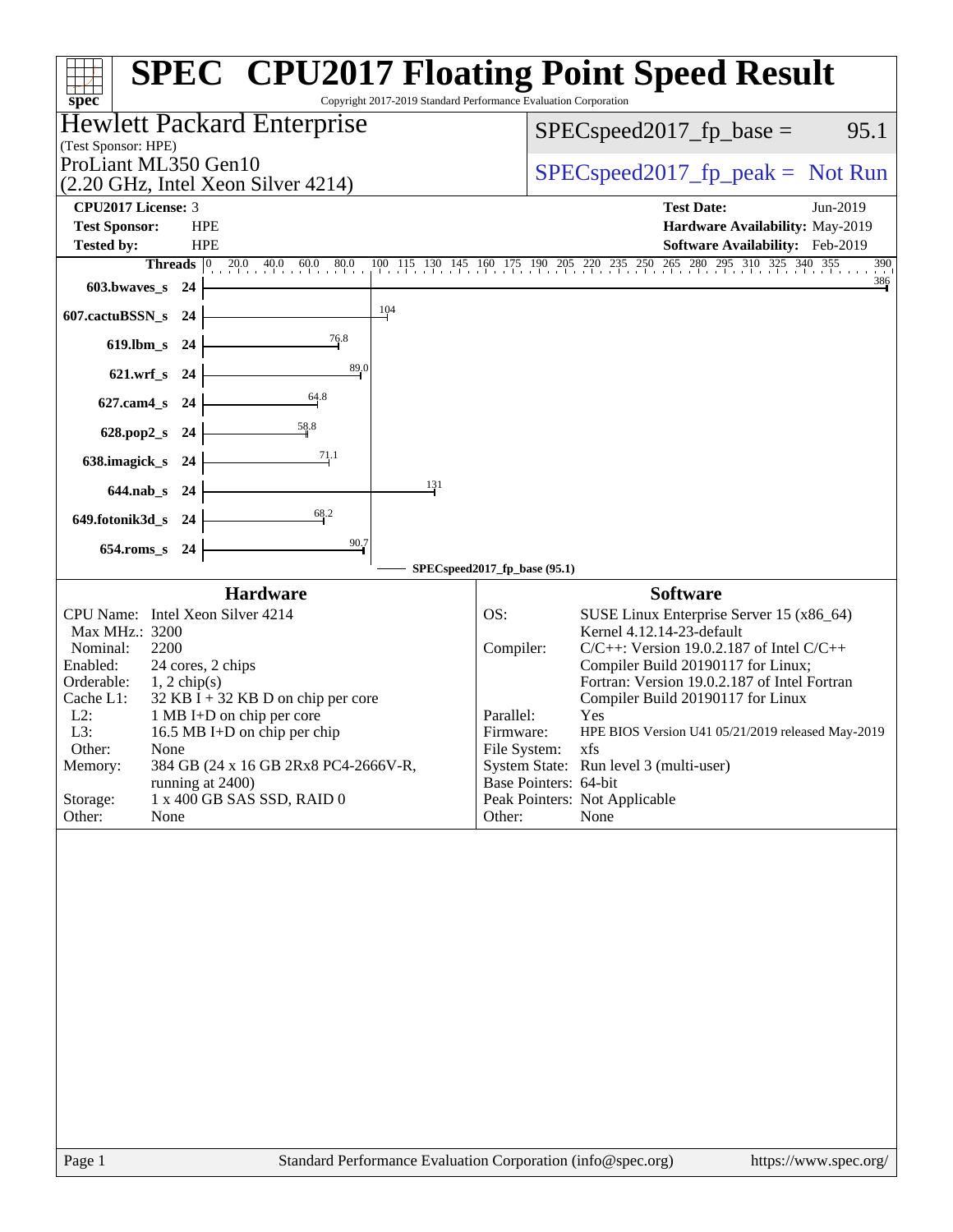# SPEC CPU2017 Floating Point Speed Result

Copyright 2017-2019 Standard Performance Evaluation Corporation

**Hewlett Packard Enterprise**
(Test Sponsor: HPE)

ProLiant ML350 Gen10
(2.20 GHz, Intel Xeon Silver 4214)

SPECspeed2017_fp_base = 95.1

SPECspeed2017_fp_peak = Not Run

| | | | |
|---|---|---|---|
| **CPU2017 License:** | 3 | **Test Date:** | Jun-2019 |
| **Test Sponsor:** | HPE | **Hardware Availability:** | May-2019 |
| **Tested by:** | HPE | **Software Availability:** | Feb-2019 |

| Benchmark | Threads | SPECspeed2017_fp_base |
|---|---|---|
| 603.bwaves_s | 24 | 386 |
| 607.cactuBSSN_s | 24 | 104 |
| 619.lbm_s | 24 | 76.8 |
| 621.wrf_s | 24 | 89.0 |
| 627.cam4_s | 24 | 64.8 |
| 628.pop2_s | 24 | 58.8 |
| 638.imagick_s | 24 | 71.1 |
| 644.nab_s | 24 | 131 |
| 649.fotonik3d_s | 24 | 68.2 |
| 654.roms_s | 24 | 90.7 |

SPECspeed2017_fp_base (95.1)

## Hardware

| | |
|---|---|
| CPU Name: | Intel Xeon Silver 4214 |
| Max MHz.: | 3200 |
| Nominal: | 2200 |
| Enabled: | 24 cores, 2 chips |
| Orderable: | 1, 2 chip(s) |
| Cache L1: | 32 KB I + 32 KB D on chip per core |
| L2: | 1 MB I+D on chip per core |
| L3: | 16.5 MB I+D on chip per chip |
| Other: | None |
| Memory: | 384 GB (24 x 16 GB 2Rx8 PC4-2666V-R, running at 2400) |
| Storage: | 1 x 400 GB SAS SSD, RAID 0 |
| Other: | None |

## Software

| | |
|---|---|
| OS: | SUSE Linux Enterprise Server 15 (x86_64) Kernel 4.12.14-23-default |
| Compiler: | C/C++: Version 19.0.2.187 of Intel C/C++ Compiler Build 20190117 for Linux; Fortran: Version 19.0.2.187 of Intel Fortran Compiler Build 20190117 for Linux |
| Parallel: | Yes |
| Firmware: | HPE BIOS Version U41 05/21/2019 released May-2019 |
| File System: | xfs |
| System State: | Run level 3 (multi-user) |
| Base Pointers: | 64-bit |
| Peak Pointers: | Not Applicable |
| Other: | None |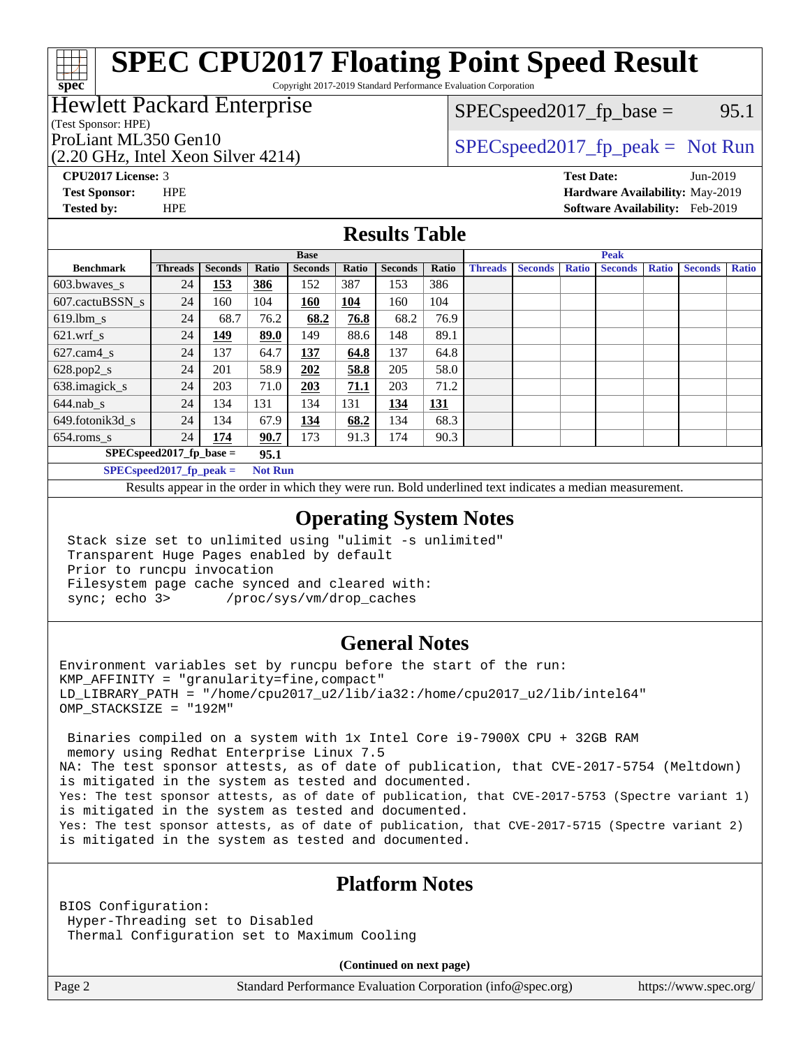# SPEC CPU2017 Floating Point Speed Result

Copyright 2017-2019 Standard Performance Evaluation Corporation

**Hewlett Packard Enterprise**
(Test Sponsor: HPE)

ProLiant ML350 Gen10
(2.20 GHz, Intel Xeon Silver 4214)

SPECspeed2017_fp_base = 95.1

SPECspeed2017_fp_peak = Not Run

**CPU2017 License:** 3
**Test Sponsor:** HPE
**Tested by:** HPE

**Test Date:** Jun-2019
**Hardware Availability:** May-2019
**Software Availability:** Feb-2019

## Results Table

| Benchmark | Base | | | | | | | Peak | | | | | | |
|---|---|---|---|---|---|---|---|---|---|---|---|---|---|---|
| | Threads | Seconds | Ratio | Seconds | Ratio | Seconds | Ratio | Threads | Seconds | Ratio | Seconds | Ratio | Seconds | Ratio |
| 603.bwaves_s | 24 | **153** | **386** | 152 | 387 | 153 | 386 | | | | | | | |
| 607.cactuBSSN_s | 24 | 160 | 104 | **160** | **104** | 160 | 104 | | | | | | | |
| 619.lbm_s | 24 | 68.7 | 76.2 | **68.2** | **76.8** | 68.2 | 76.9 | | | | | | | |
| 621.wrf_s | 24 | **149** | **89.0** | 149 | 88.6 | 148 | 89.1 | | | | | | | |
| 627.cam4_s | 24 | 137 | 64.7 | **137** | **64.8** | 137 | 64.8 | | | | | | | |
| 628.pop2_s | 24 | 201 | 58.9 | **202** | **58.8** | 205 | 58.0 | | | | | | | |
| 638.imagick_s | 24 | 203 | 71.0 | **203** | **71.1** | 203 | 71.2 | | | | | | | |
| 644.nab_s | 24 | 134 | 131 | 134 | 131 | **134** | **131** | | | | | | | |
| 649.fotonik3d_s | 24 | 134 | 67.9 | **134** | **68.2** | 134 | 68.3 | | | | | | | |
| 654.roms_s | 24 | **174** | **90.7** | 173 | 91.3 | 174 | 90.3 | | | | | | | |

**SPECspeed2017_fp_base =** **95.1**

**SPECspeed2017_fp_peak =** **Not Run**

Results appear in the order in which they were run. Bold underlined text indicates a median measurement.

## Operating System Notes

```
Stack size set to unlimited using "ulimit -s unlimited"
Transparent Huge Pages enabled by default
Prior to runcpu invocation
Filesystem page cache synced and cleared with:
sync; echo 3>       /proc/sys/vm/drop_caches
```

## General Notes

```
Environment variables set by runcpu before the start of the run:
KMP_AFFINITY = "granularity=fine,compact"
LD_LIBRARY_PATH = "/home/cpu2017_u2/lib/ia32:/home/cpu2017_u2/lib/intel64"
OMP_STACKSIZE = "192M"

 Binaries compiled on a system with 1x Intel Core i9-7900X CPU + 32GB RAM
 memory using Redhat Enterprise Linux 7.5
NA: The test sponsor attests, as of date of publication, that CVE-2017-5754 (Meltdown)
is mitigated in the system as tested and documented.
Yes: The test sponsor attests, as of date of publication, that CVE-2017-5753 (Spectre variant 1)
is mitigated in the system as tested and documented.
Yes: The test sponsor attests, as of date of publication, that CVE-2017-5715 (Spectre variant 2)
is mitigated in the system as tested and documented.
```

## Platform Notes

```
BIOS Configuration:
 Hyper-Threading set to Disabled
 Thermal Configuration set to Maximum Cooling
```

**(Continued on next page)**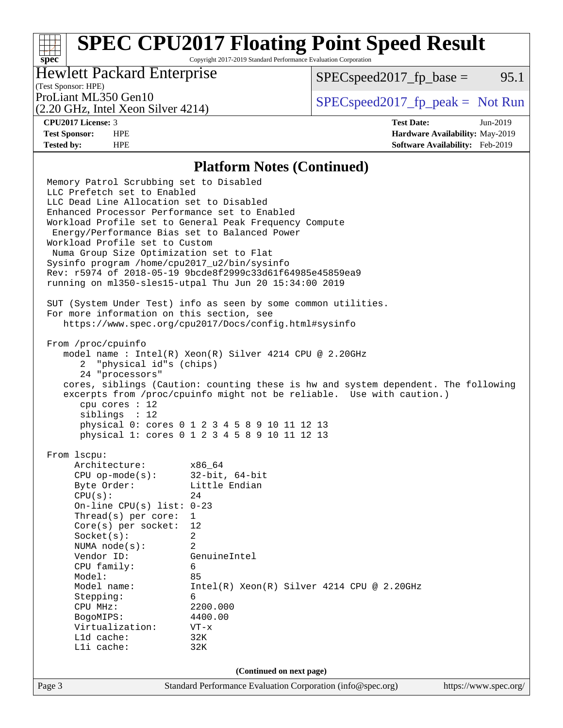## Platform Notes (Continued)

```
Memory Patrol Scrubbing set to Disabled
LLC Prefetch set to Enabled
LLC Dead Line Allocation set to Disabled
Enhanced Processor Performance set to Enabled
Workload Profile set to General Peak Frequency Compute
 Energy/Performance Bias set to Balanced Power
Workload Profile set to Custom
 Numa Group Size Optimization set to Flat
Sysinfo program /home/cpu2017_u2/bin/sysinfo
Rev: r5974 of 2018-05-19 9bcde8f2999c33d61f64985e45859ea9
running on ml350-sles15-utpal Thu Jun 20 15:34:00 2019

SUT (System Under Test) info as seen by some common utilities.
For more information on this section, see
   https://www.spec.org/cpu2017/Docs/config.html#sysinfo

From /proc/cpuinfo
   model name : Intel(R) Xeon(R) Silver 4214 CPU @ 2.20GHz
      2  "physical id"s (chips)
      24 "processors"
   cores, siblings (Caution: counting these is hw and system dependent. The following
   excerpts from /proc/cpuinfo might not be reliable.  Use with caution.)
      cpu cores : 12
      siblings  : 12
      physical 0: cores 0 1 2 3 4 5 8 9 10 11 12 13
      physical 1: cores 0 1 2 3 4 5 8 9 10 11 12 13

From lscpu:
     Architecture:        x86_64
     CPU op-mode(s):      32-bit, 64-bit
     Byte Order:          Little Endian
     CPU(s):              24
     On-line CPU(s) list: 0-23
     Thread(s) per core:  1
     Core(s) per socket:  12
     Socket(s):           2
     NUMA node(s):        2
     Vendor ID:           GenuineIntel
     CPU family:          6
     Model:               85
     Model name:          Intel(R) Xeon(R) Silver 4214 CPU @ 2.20GHz
     Stepping:            6
     CPU MHz:             2200.000
     BogoMIPS:            4400.00
     Virtualization:      VT-x
     L1d cache:           32K
     L1i cache:           32K
```

(Continued on next page)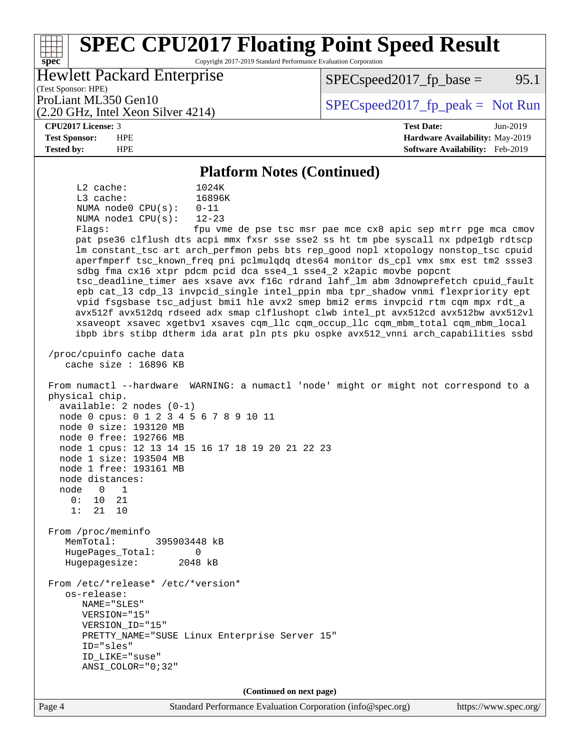## Platform Notes (Continued)

```
     L2 cache:              1024K
     L3 cache:              16896K
     NUMA node0 CPU(s):     0-11
     NUMA node1 CPU(s):     12-23
     Flags:                 fpu vme de pse tsc msr pae mce cx8 apic sep mtrr pge mca cmov
     pat pse36 clflush dts acpi mmx fxsr sse sse2 ss ht tm pbe syscall nx pdpe1gb rdtscp
     lm constant_tsc art arch_perfmon pebs bts rep_good nopl xtopology nonstop_tsc cpuid
     aperfmperf tsc_known_freq pni pclmulqdq dtes64 monitor ds_cpl vmx smx est tm2 ssse3
     sdbg fma cx16 xtpr pdcm pcid dca sse4_1 sse4_2 x2apic movbe popcnt
     tsc_deadline_timer aes xsave avx f16c rdrand lahf_lm abm 3dnowprefetch cpuid_fault
     epb cat_l3 cdp_l3 invpcid_single intel_ppin mba tpr_shadow vnmi flexpriority ept
     vpid fsgsbase tsc_adjust bmi1 hle avx2 smep bmi2 erms invpcid rtm cqm mpx rdt_a
     avx512f avx512dq rdseed adx smap clflushopt clwb intel_pt avx512cd avx512bw avx512vl
     xsaveopt xsavec xgetbv1 xsaves cqm_llc cqm_occup_llc cqm_mbm_total cqm_mbm_local
     ibpb ibrs stibp dtherm ida arat pln pts pku ospke avx512_vnni arch_capabilities ssbd

 /proc/cpuinfo cache data
    cache size : 16896 KB

 From numactl --hardware  WARNING: a numactl 'node' might or might not correspond to a
 physical chip.
   available: 2 nodes (0-1)
   node 0 cpus: 0 1 2 3 4 5 6 7 8 9 10 11
   node 0 size: 193120 MB
   node 0 free: 192766 MB
   node 1 cpus: 12 13 14 15 16 17 18 19 20 21 22 23
   node 1 size: 193504 MB
   node 1 free: 193161 MB
   node distances:
   node   0   1
     0:  10  21
     1:  21  10

 From /proc/meminfo
    MemTotal:       395903448 kB
    HugePages_Total:       0
    Hugepagesize:       2048 kB

 From /etc/*release* /etc/*version*
    os-release:
       NAME="SLES"
       VERSION="15"
       VERSION_ID="15"
       PRETTY_NAME="SUSE Linux Enterprise Server 15"
       ID="sles"
       ID_LIKE="suse"
       ANSI_COLOR="0;32"
```

**(Continued on next page)**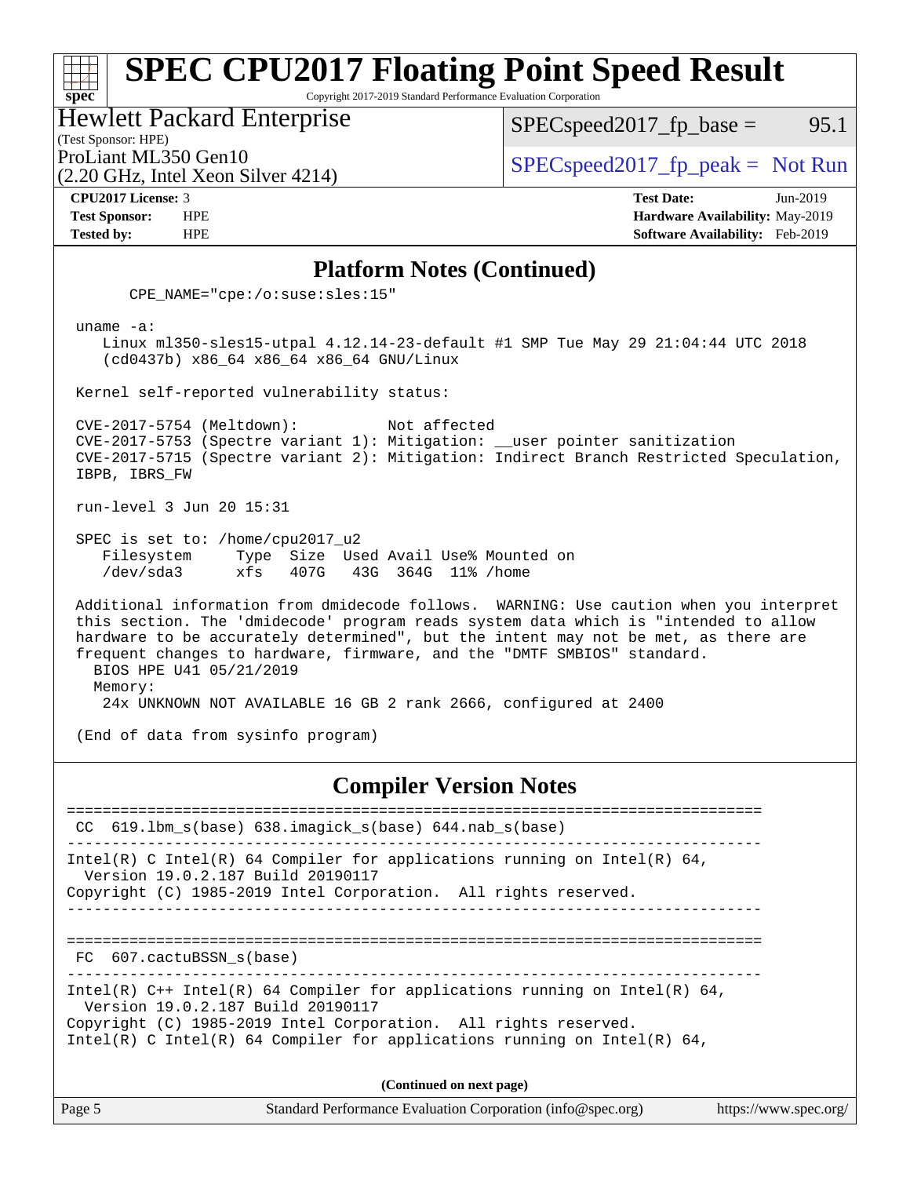## Platform Notes (Continued)

```
      CPE_NAME="cpe:/o:suse:sles:15"

 uname -a:
    Linux ml350-sles15-utpal 4.12.14-23-default #1 SMP Tue May 29 21:04:44 UTC 2018
    (cd0437b) x86_64 x86_64 x86_64 GNU/Linux

 Kernel self-reported vulnerability status:

 CVE-2017-5754 (Meltdown):          Not affected
 CVE-2017-5753 (Spectre variant 1): Mitigation: __user pointer sanitization
 CVE-2017-5715 (Spectre variant 2): Mitigation: Indirect Branch Restricted Speculation,
 IBPB, IBRS_FW

 run-level 3 Jun 20 15:31

 SPEC is set to: /home/cpu2017_u2
    Filesystem     Type  Size  Used Avail Use% Mounted on
    /dev/sda3      xfs   407G   43G  364G  11% /home

 Additional information from dmidecode follows.  WARNING: Use caution when you interpret
 this section. The 'dmidecode' program reads system data which is "intended to allow
 hardware to be accurately determined", but the intent may not be met, as there are
 frequent changes to hardware, firmware, and the "DMTF SMBIOS" standard.
   BIOS HPE U41 05/21/2019
   Memory:
    24x UNKNOWN NOT AVAILABLE 16 GB 2 rank 2666, configured at 2400

 (End of data from sysinfo program)
```

## Compiler Version Notes

```
==============================================================================
 CC  619.lbm_s(base) 638.imagick_s(base) 644.nab_s(base)
------------------------------------------------------------------------------
Intel(R) C Intel(R) 64 Compiler for applications running on Intel(R) 64,
  Version 19.0.2.187 Build 20190117
Copyright (C) 1985-2019 Intel Corporation.  All rights reserved.
------------------------------------------------------------------------------

==============================================================================
 FC  607.cactuBSSN_s(base)
------------------------------------------------------------------------------
Intel(R) C++ Intel(R) 64 Compiler for applications running on Intel(R) 64,
  Version 19.0.2.187 Build 20190117
Copyright (C) 1985-2019 Intel Corporation.  All rights reserved.
Intel(R) C Intel(R) 64 Compiler for applications running on Intel(R) 64,
```

(Continued on next page)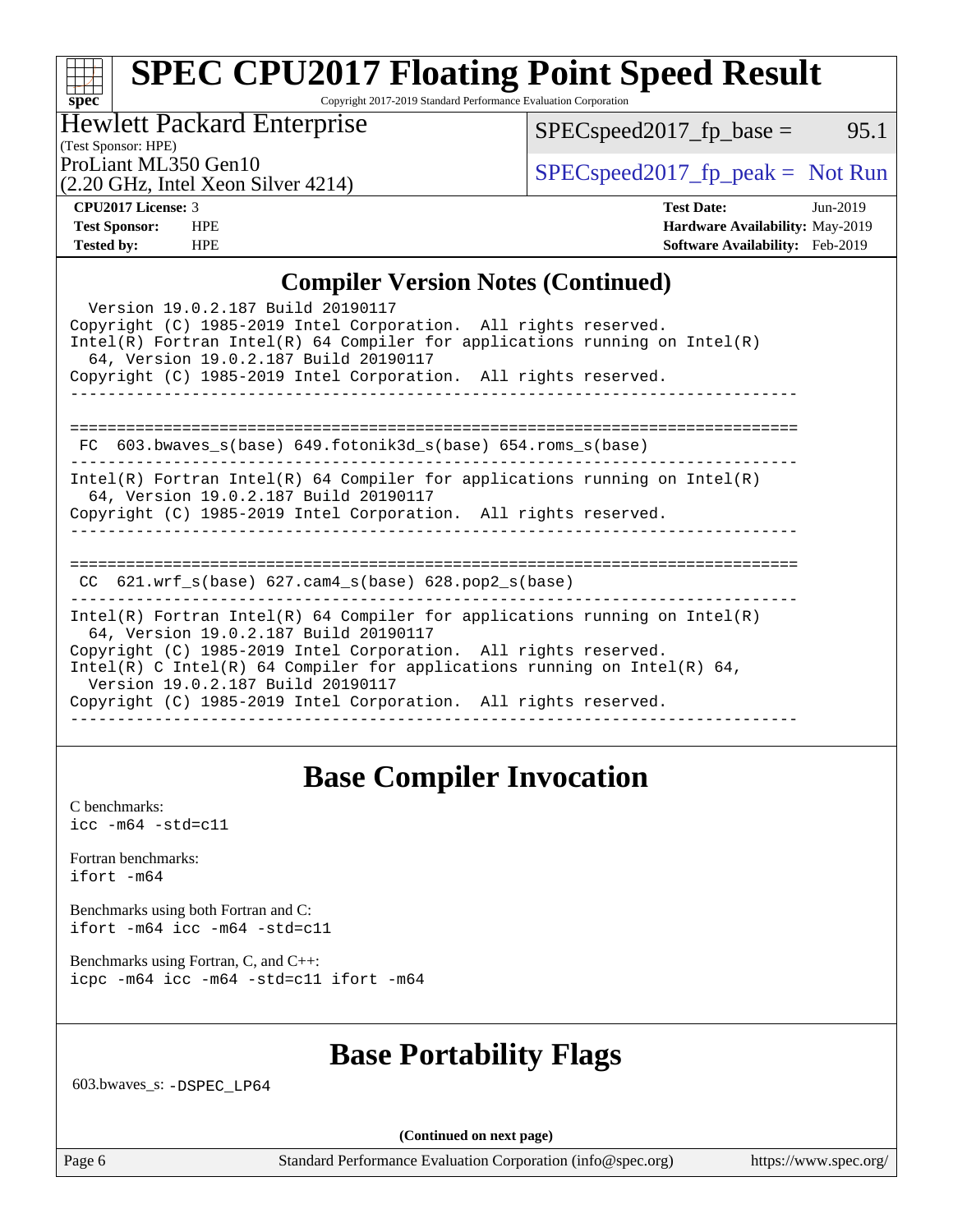# SPEC CPU2017 Floating Point Speed Result

Copyright 2017-2019 Standard Performance Evaluation Corporation

**Hewlett Packard Enterprise**
(Test Sponsor: HPE)
ProLiant ML350 Gen10
(2.20 GHz, Intel Xeon Silver 4214)

SPECspeed2017_fp_base = 95.1
SPECspeed2017_fp_peak = Not Run

**CPU2017 License:** 3
**Test Sponsor:** HPE
**Tested by:** HPE

**Test Date:** Jun-2019
**Hardware Availability:** May-2019
**Software Availability:** Feb-2019

## Compiler Version Notes (Continued)

```
  Version 19.0.2.187 Build 20190117
Copyright (C) 1985-2019 Intel Corporation.  All rights reserved.
Intel(R) Fortran Intel(R) 64 Compiler for applications running on Intel(R)
  64, Version 19.0.2.187 Build 20190117
Copyright (C) 1985-2019 Intel Corporation.  All rights reserved.
------------------------------------------------------------------------------

==============================================================================
 FC  603.bwaves_s(base) 649.fotonik3d_s(base) 654.roms_s(base)
------------------------------------------------------------------------------
Intel(R) Fortran Intel(R) 64 Compiler for applications running on Intel(R)
  64, Version 19.0.2.187 Build 20190117
Copyright (C) 1985-2019 Intel Corporation.  All rights reserved.
------------------------------------------------------------------------------

==============================================================================
 CC  621.wrf_s(base) 627.cam4_s(base) 628.pop2_s(base)
------------------------------------------------------------------------------
Intel(R) Fortran Intel(R) 64 Compiler for applications running on Intel(R)
  64, Version 19.0.2.187 Build 20190117
Copyright (C) 1985-2019 Intel Corporation.  All rights reserved.
Intel(R) C Intel(R) 64 Compiler for applications running on Intel(R) 64,
  Version 19.0.2.187 Build 20190117
Copyright (C) 1985-2019 Intel Corporation.  All rights reserved.
------------------------------------------------------------------------------
```

## Base Compiler Invocation

C benchmarks:
`icc -m64 -std=c11`

Fortran benchmarks:
`ifort -m64`

Benchmarks using both Fortran and C:
`ifort -m64 icc -m64 -std=c11`

Benchmarks using Fortran, C, and C++:
`icpc -m64 icc -m64 -std=c11 ifort -m64`

## Base Portability Flags

603.bwaves_s: `-DSPEC_LP64`

**(Continued on next page)**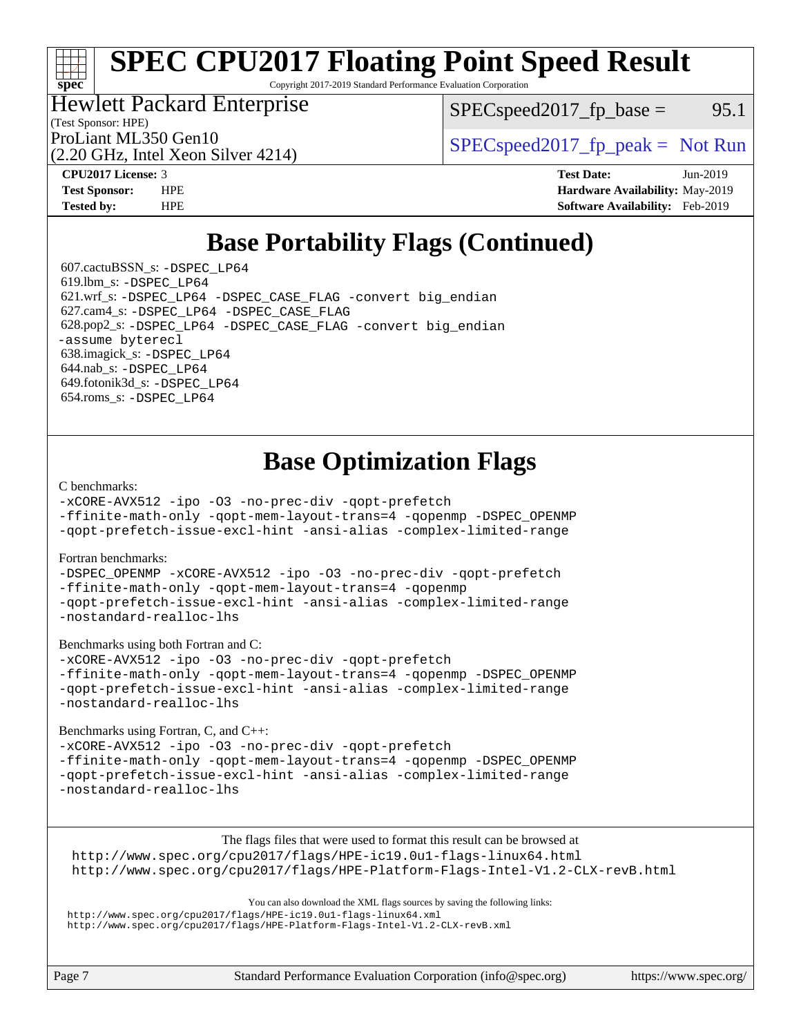# Base Portability Flags (Continued)

607.cactuBSSN_s: -DSPEC_LP64
619.lbm_s: -DSPEC_LP64
621.wrf_s: -DSPEC_LP64 -DSPEC_CASE_FLAG -convert big_endian
627.cam4_s: -DSPEC_LP64 -DSPEC_CASE_FLAG
628.pop2_s: -DSPEC_LP64 -DSPEC_CASE_FLAG -convert big_endian -assume byterecl
638.imagick_s: -DSPEC_LP64
644.nab_s: -DSPEC_LP64
649.fotonik3d_s: -DSPEC_LP64
654.roms_s: -DSPEC_LP64

# Base Optimization Flags

C benchmarks:

-xCORE-AVX512 -ipo -O3 -no-prec-div -qopt-prefetch -ffinite-math-only -qopt-mem-layout-trans=4 -qopenmp -DSPEC_OPENMP -qopt-prefetch-issue-excl-hint -ansi-alias -complex-limited-range

Fortran benchmarks:

-DSPEC_OPENMP -xCORE-AVX512 -ipo -O3 -no-prec-div -qopt-prefetch -ffinite-math-only -qopt-mem-layout-trans=4 -qopenmp -qopt-prefetch-issue-excl-hint -ansi-alias -complex-limited-range -nostandard-realloc-lhs

Benchmarks using both Fortran and C:

-xCORE-AVX512 -ipo -O3 -no-prec-div -qopt-prefetch -ffinite-math-only -qopt-mem-layout-trans=4 -qopenmp -DSPEC_OPENMP -qopt-prefetch-issue-excl-hint -ansi-alias -complex-limited-range -nostandard-realloc-lhs

Benchmarks using Fortran, C, and C++:

-xCORE-AVX512 -ipo -O3 -no-prec-div -qopt-prefetch -ffinite-math-only -qopt-mem-layout-trans=4 -qopenmp -DSPEC_OPENMP -qopt-prefetch-issue-excl-hint -ansi-alias -complex-limited-range -nostandard-realloc-lhs

The flags files that were used to format this result can be browsed at
http://www.spec.org/cpu2017/flags/HPE-ic19.0u1-flags-linux64.html
http://www.spec.org/cpu2017/flags/HPE-Platform-Flags-Intel-V1.2-CLX-revB.html

You can also download the XML flags sources by saving the following links:
http://www.spec.org/cpu2017/flags/HPE-ic19.0u1-flags-linux64.xml
http://www.spec.org/cpu2017/flags/HPE-Platform-Flags-Intel-V1.2-CLX-revB.xml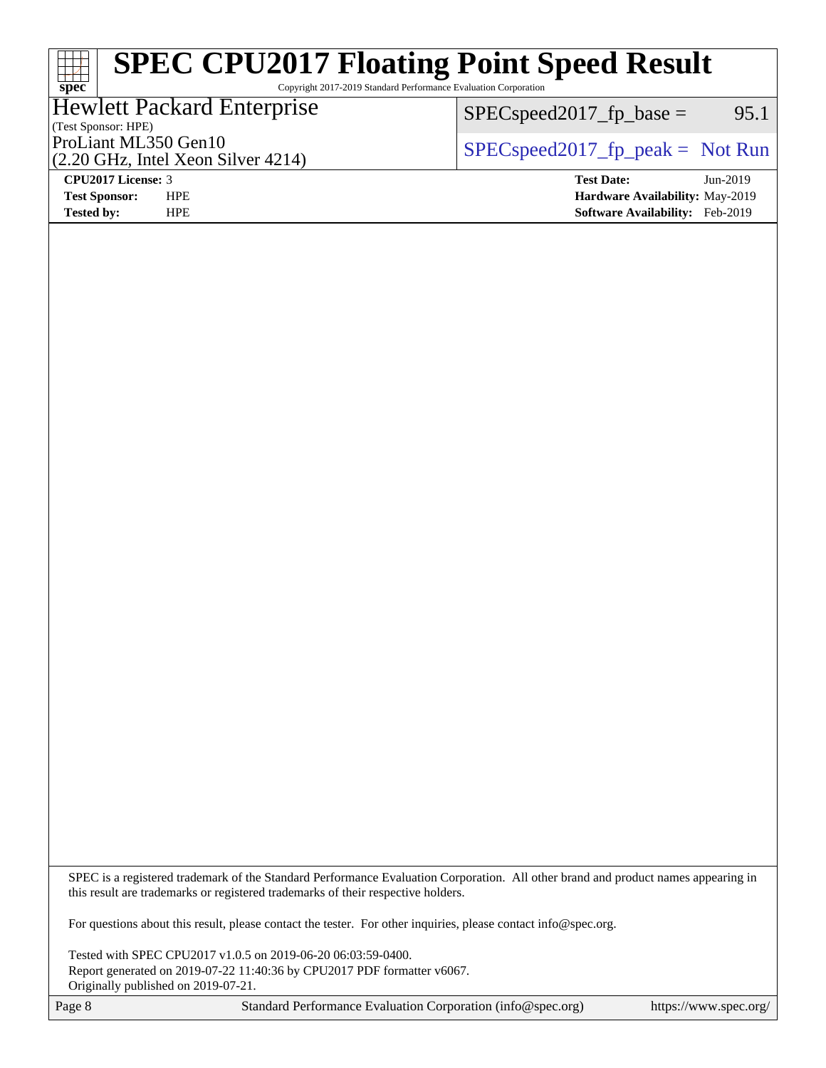# SPEC CPU2017 Floating Point Speed Result

Copyright 2017-2019 Standard Performance Evaluation Corporation

Hewlett Packard Enterprise
(Test Sponsor: HPE)
ProLiant ML350 Gen10
(2.20 GHz, Intel Xeon Silver 4214)

SPECspeed2017_fp_base = 95.1

SPECspeed2017_fp_peak = Not Run

**CPU2017 License:** 3
**Test Sponsor:** HPE
**Tested by:** HPE

**Test Date:** Jun-2019
**Hardware Availability:** May-2019
**Software Availability:** Feb-2019

SPEC is a registered trademark of the Standard Performance Evaluation Corporation. All other brand and product names appearing in this result are trademarks or registered trademarks of their respective holders.

For questions about this result, please contact the tester. For other inquiries, please contact info@spec.org.

Tested with SPEC CPU2017 v1.0.5 on 2019-06-20 06:03:59-0400.
Report generated on 2019-07-22 11:40:36 by CPU2017 PDF formatter v6067.
Originally published on 2019-07-21.